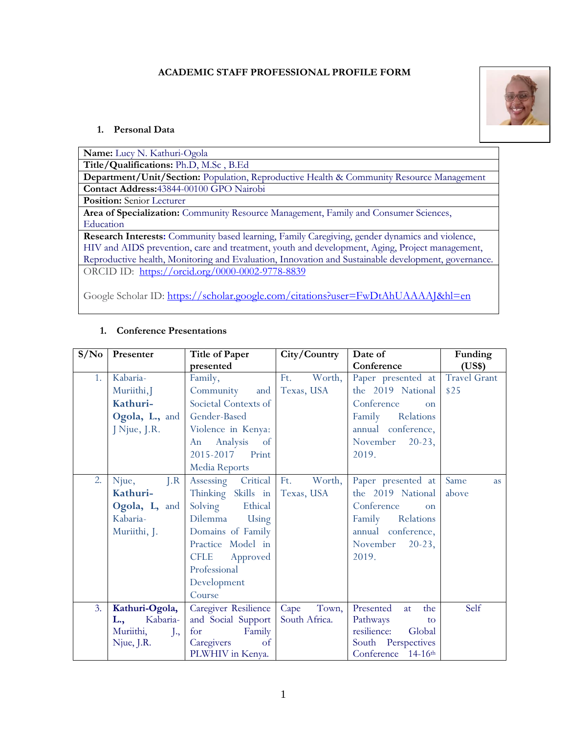# ACADEMIC STAFF PROFESSIONAL PROFILE FORM

## 1. Personal Data

| **Name:** Lucy N. Kathuri-Ogola |
|---|
| **Title/Qualifications:** Ph.D, M.Sc , B.Ed |
| **Department/Unit/Section:** Population, Reproductive Health & Community Resource Management |
| **Contact Address:**43844-00100 GPO Nairobi |
| **Position:** Senior Lecturer |
| **Area of Specialization:** Community Resource Management, Family and Consumer Sciences, Education |
| **Research Interests:** Community based learning, Family Caregiving, gender dynamics and violence, HIV and AIDS prevention, care and treatment, youth and development, Aging, Project management, Reproductive health, Monitoring and Evaluation, Innovation and Sustainable development, governance. |
| ORCID ID: https://orcid.org/0000-0002-9778-8839<br><br>Google Scholar ID: https://scholar.google.com/citations?user=FwDtAhUAAAAJ&hl=en |

## 1. Conference Presentations

| S/No | Presenter | Title of Paper presented | City/Country | Date of Conference | Funding (US$) |
|---|---|---|---|---|---|
| 1. | Kabaria-Muriithi,J **Kathuri-Ogola, L.,** and J Njue, J.R. | Family, Community and Societal Contexts of Gender-Based Violence in Kenya: An Analysis of 2015-2017 Print Media Reports | Ft. Worth, Texas, USA | Paper presented at the 2019 National Conference on Family Relations annual conference, November 20-23, 2019. | Travel Grant $25 |
| 2. | Njue, J.R **Kathuri-Ogola, L,** and Kabaria-Muriithi, J. | Assessing Critical Thinking Skills in Solving Ethical Dilemma Using Domains of Family Practice Model in CFLE Approved Professional Development Course | Ft. Worth, Texas, USA | Paper presented at the 2019 National Conference on Family Relations annual conference, November 20-23, 2019. | Same as above |
| 3. | **Kathuri-Ogola, L.,** Kabaria-Muriithi, J., Njue, J.R. | Caregiver Resilience and Social Support for Family Caregivers of PLWHIV in Kenya. | Cape Town, South Africa. | Presented at the Pathways to resilience: Global South Perspectives Conference 14-16th | Self |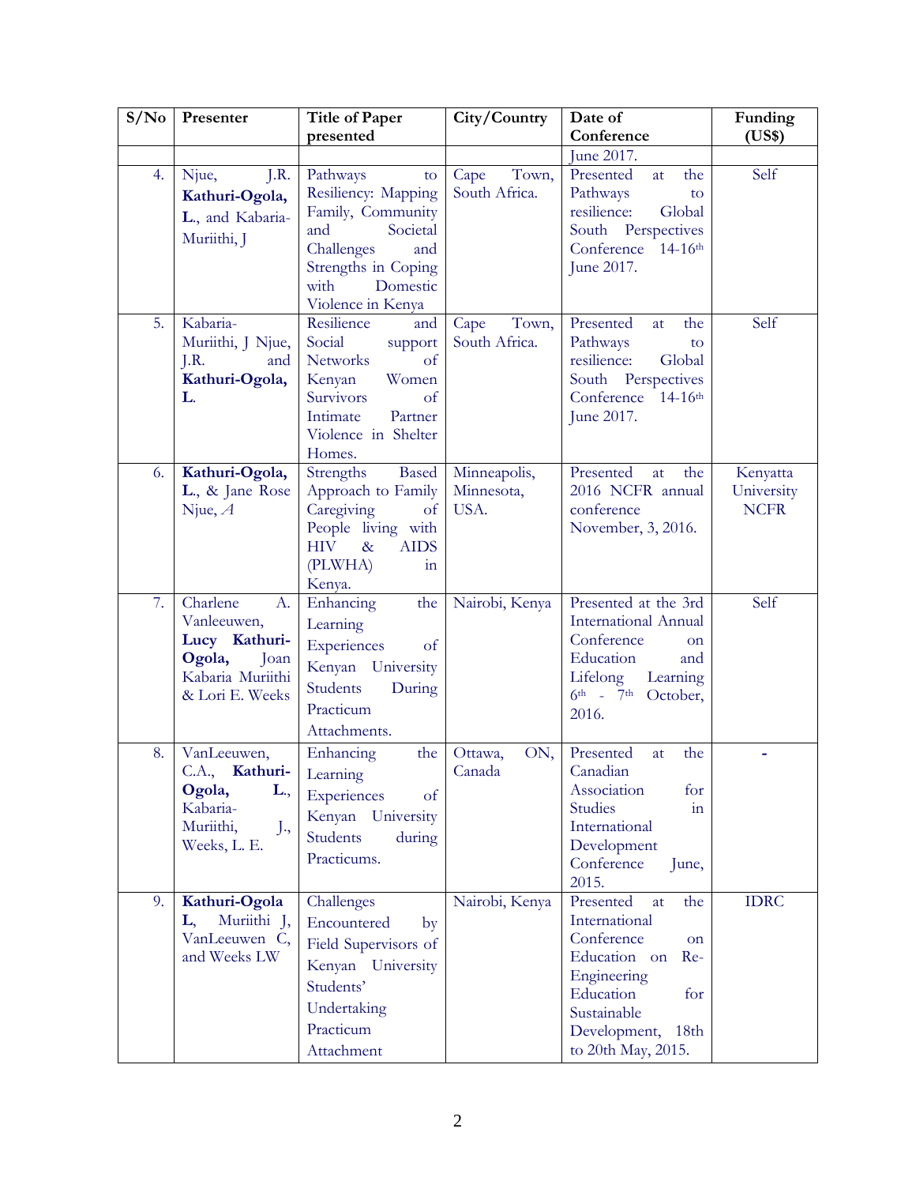| S/No | Presenter | Title of Paper presented | City/Country | Date of Conference | Funding (US$) |
|---|---|---|---|---|---|
| | | | | June 2017. | |
| 4. | Njue, J.R. **Kathuri-Ogola, L.**, and Kabaria-Muriithi, J | Pathways to Resiliency: Mapping Family, Community and Societal Challenges and Strengths in Coping with Domestic Violence in Kenya | Cape Town, South Africa. | Presented at the Pathways to resilience: Global South Perspectives Conference 14-16th June 2017. | Self |
| 5. | Kabaria-Muriithi, J Njue, J.R. and **Kathuri-Ogola, L.** | Resilience and Social support Networks of Kenyan Women Survivors of Intimate Partner Violence in Shelter Homes. | Cape Town, South Africa. | Presented at the Pathways to resilience: Global South Perspectives Conference 14-16th June 2017. | Self |
| 6. | **Kathuri-Ogola, L.**, & Jane Rose Njue, *A* | Strengths Based Approach to Family Caregiving of People living with HIV & AIDS (PLWHA) in Kenya. | Minneapolis, Minnesota, USA. | Presented at the 2016 NCFR annual conference November, 3, 2016. | Kenyatta University NCFR |
| 7. | Charlene A. Vanleeuwen, **Lucy Kathuri-Ogola,** Joan Kabaria Muriithi & Lori E. Weeks | Enhancing the Learning Experiences of Kenyan University Students During Practicum Attachments. | Nairobi, Kenya | Presented at the 3rd International Annual Conference on Education and Lifelong Learning 6th - 7th October, 2016. | Self |
| 8. | VanLeeuwen, C.A., **Kathuri-Ogola, L.**, Kabaria-Muriithi, J., Weeks, L. E. | Enhancing the Learning Experiences of Kenyan University Students during Practicums. | Ottawa, ON, Canada | Presented at the Canadian Association for Studies in International Development Conference June, 2015. | - |
| 9. | **Kathuri-Ogola L**, Muriithi J, VanLeeuwen C, and Weeks LW | Challenges Encountered by Field Supervisors of Kenyan University Students' Undertaking Practicum Attachment | Nairobi, Kenya | Presented at the International Conference on Education on Re-Engineering Education for Sustainable Development, 18th to 20th May, 2015. | IDRC |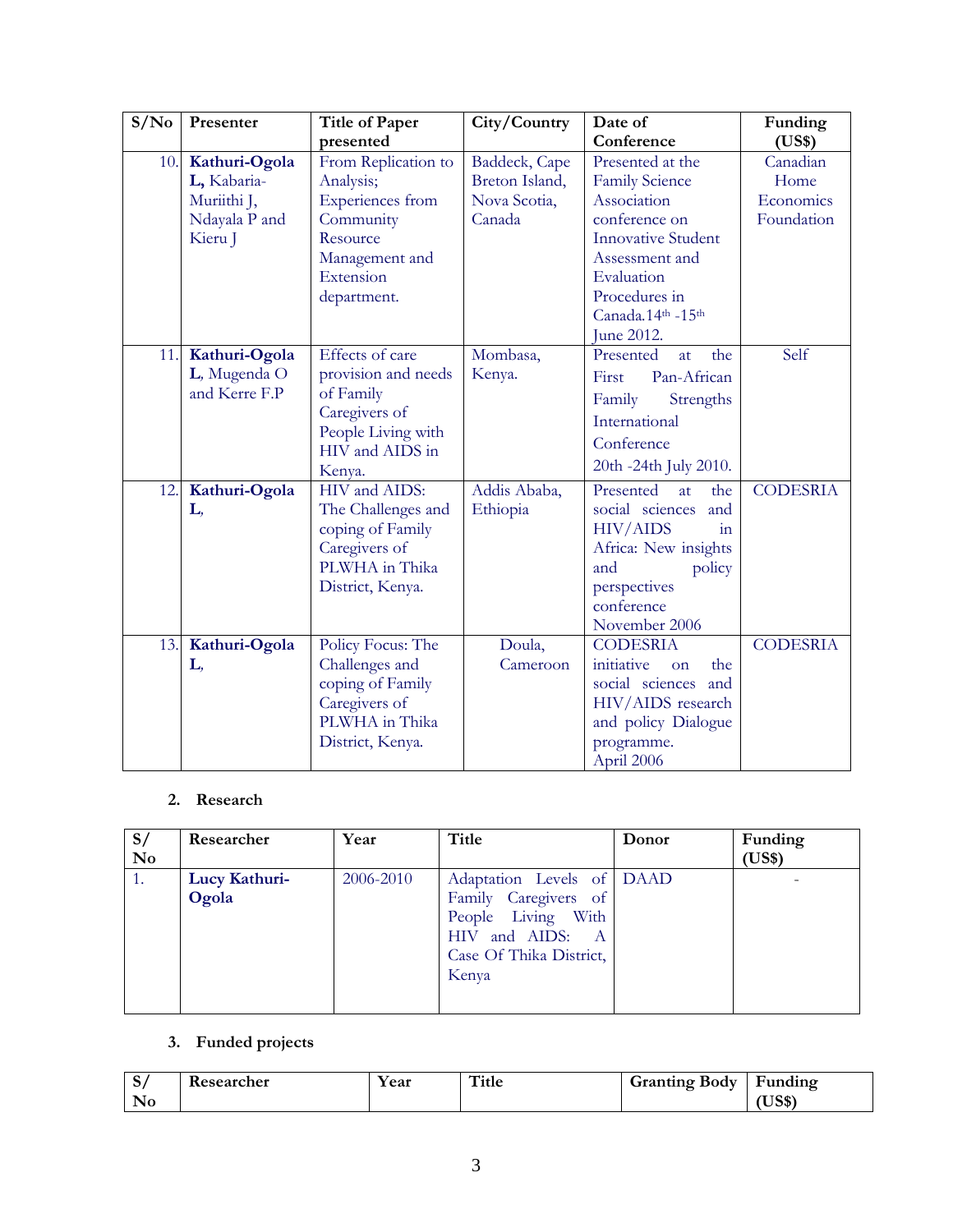| S/No | Presenter | Title of Paper presented | City/Country | Date of Conference | Funding (US$) |
|---|---|---|---|---|---|
| 10. | **Kathuri-Ogola L,** Kabaria-Muriithi J, Ndayala P and Kieru J | From Replication to Analysis; Experiences from Community Resource Management and Extension department. | Baddeck, Cape Breton Island, Nova Scotia, Canada | Presented at the Family Science Association conference on Innovative Student Assessment and Evaluation Procedures in Canada.14th -15th June 2012. | Canadian Home Economics Foundation |
| 11. | **Kathuri-Ogola L**, Mugenda O and Kerre F.P | Effects of care provision and needs of Family Caregivers of People Living with HIV and AIDS in Kenya. | Mombasa, Kenya. | Presented at the First Pan-African Family Strengths International Conference 20th -24th July 2010. | Self |
| 12. | **Kathuri-Ogola L**, | HIV and AIDS: The Challenges and coping of Family Caregivers of PLWHA in Thika District, Kenya. | Addis Ababa, Ethiopia | Presented at the social sciences and HIV/AIDS in Africa: New insights and policy perspectives conference November 2006 | CODESRIA |
| 13. | **Kathuri-Ogola L**, | Policy Focus: The Challenges and coping of Family Caregivers of PLWHA in Thika District, Kenya. | Doula, Cameroon | CODESRIA initiative on the social sciences and HIV/AIDS research and policy Dialogue programme. April 2006 | CODESRIA |

## 2. Research

| S/No | Researcher | Year | Title | Donor | Funding (US$) |
|---|---|---|---|---|---|
| 1. | **Lucy Kathuri-Ogola** | 2006-2010 | Adaptation Levels of Family Caregivers of People Living With HIV and AIDS: A Case Of Thika District, Kenya | DAAD | - |

## 3. Funded projects

| S/No | Researcher | Year | Title | Granting Body | Funding (US$) |
|---|---|---|---|---|---|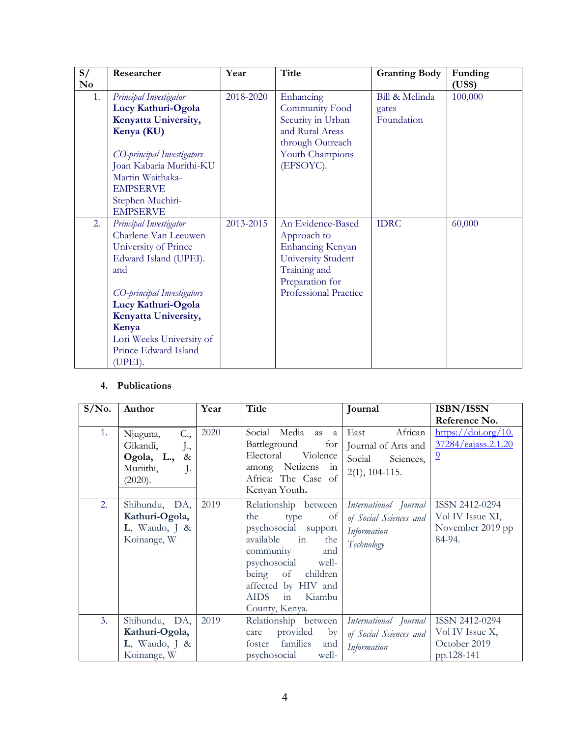| S/ No | Researcher | Year | Title | Granting Body | Funding (US$) |
|---|---|---|---|---|---|
| 1. | *Principal Investigator* **Lucy Kathuri-Ogola Kenyatta University, Kenya (KU)** *CO-principal Investigators* Joan Kabaria Murithi-KU Martin Waithaka-EMPSERVE Stephen Muchiri-EMPSERVE | 2018-2020 | Enhancing Community Food Security in Urban and Rural Areas through Outreach Youth Champions (EFSOYC). | Bill & Melinda gates Foundation | 100,000 |
| 2. | *Principal Investigator* Charlene Van Leeuwen University of Prince Edward Island (UPEI). and *CO-principal Investigators* **Lucy Kathuri-Ogola Kenyatta University, Kenya** Lori Weeks University of Prince Edward Island (UPEI). | 2013-2015 | An Evidence-Based Approach to Enhancing Kenyan University Student Training and Preparation for Professional Practice | IDRC | 60,000 |

4. **Publications**

| S/No. | Author | Year | Title | Journal | ISBN/ISSN Reference No. |
|---|---|---|---|---|---|
| 1. | Njuguna, C., Gikandi, J., **Ogola, L.,** & Muriithi, J. (2020). | 2020 | Social Media as a Battleground for Electoral Violence among Netizens in Africa: The Case of Kenyan Youth. | East African Journal of Arts and Social Sciences, 2(1), 104-115. | https://doi.org/10.37284/eajass.2.1.209 |
| 2. | Shihundu, DA, **Kathuri-Ogola, L**, Waudo, J & Koinange, W | 2019 | Relationship between the type of psychosocial support available in the community and psychosocial well-being of children affected by HIV and AIDS in Kiambu County, Kenya. | *International Journal of Social Sciences and Information Technology* | ISSN 2412-0294 Vol IV Issue XI, November 2019 pp 84-94. |
| 3. | Shihundu, DA, **Kathuri-Ogola, L**, Waudo, J & Koinange, W | 2019 | Relationship between care provided by foster families and psychosocial well- | *International Journal of Social Sciences and Information* | ISSN 2412-0294 Vol IV Issue X, October 2019 pp.128-141 |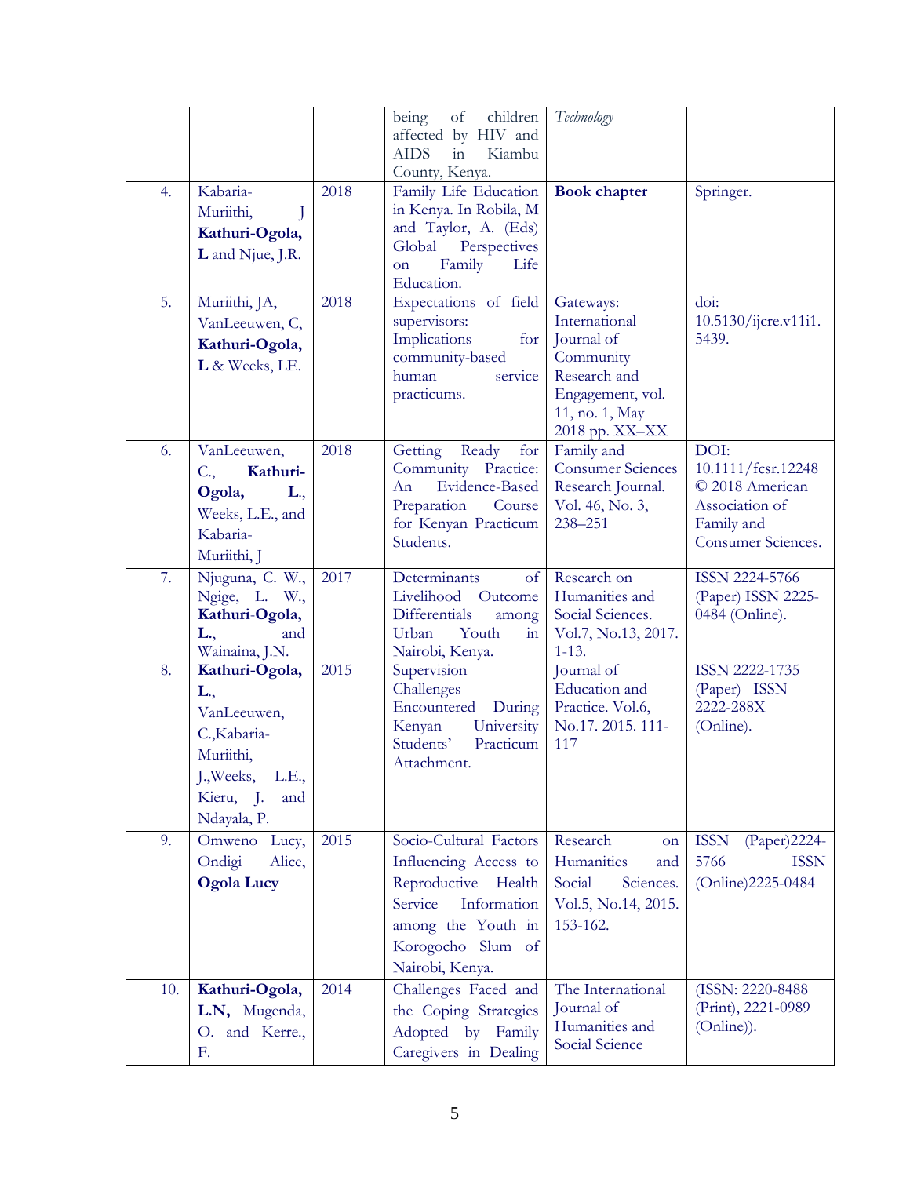| | | | being of children affected by HIV and AIDS in Kiambu County, Kenya. | *Technology* | |
|---|---|---|---|---|---|
| 4. | Kabaria-Muriithi, J **Kathuri-Ogola, L** and Njue, J.R. | 2018 | Family Life Education in Kenya. In Robila, M and Taylor, A. (Eds) Global Perspectives on Family Life Education. | **Book chapter** | Springer. |
| 5. | Muriithi, JA, VanLeeuwen, C, **Kathuri-Ogola, L** & Weeks, LE. | 2018 | Expectations of field supervisors: Implications for community-based human service practicums. | Gateways: International Journal of Community Research and Engagement, vol. 11, no. 1, May 2018 pp. XX–XX | doi: 10.5130/ijcre.v11i1.5439. |
| 6. | VanLeeuwen, C., **Kathuri-Ogola, L.**, Weeks, L.E., and Kabaria-Muriithi, J | 2018 | Getting Ready for Community Practice: An Evidence-Based Preparation Course for Kenyan Practicum Students. | Family and Consumer Sciences Research Journal. Vol. 46, No. 3, 238–251 | DOI: 10.1111/fcsr.12248 © 2018 American Association of Family and Consumer Sciences. |
| 7. | Njuguna, C. W., Ngige, L. W., **Kathuri-Ogola, L.**, and Wainaina, J.N. | 2017 | Determinants of Livelihood Outcome Differentials among Urban Youth in Nairobi, Kenya. | Research on Humanities and Social Sciences. Vol.7, No.13, 2017. 1-13. | ISSN 2224-5766 (Paper) ISSN 2225-0484 (Online). |
| 8. | **Kathuri-Ogola, L.**, VanLeeuwen, C.,Kabaria-Muriithi, J.,Weeks, L.E., Kieru, J. and Ndayala, P. | 2015 | Supervision Challenges Encountered During Kenyan University Students' Practicum Attachment. | Journal of Education and Practice. Vol.6, No.17. 2015. 111-117 | ISSN 2222-1735 (Paper) ISSN 2222-288X (Online). |
| 9. | Omweno Lucy, Ondigi Alice, **Ogola Lucy** | 2015 | Socio-Cultural Factors Influencing Access to Reproductive Health Service Information among the Youth in Korogocho Slum of Nairobi, Kenya. | Research on Humanities and Social Sciences. Vol.5, No.14, 2015. 153-162. | ISSN (Paper)2224-5766 ISSN (Online)2225-0484 |
| 10. | **Kathuri-Ogola, L.N,** Mugenda, O. and Kerre., F. | 2014 | Challenges Faced and the Coping Strategies Adopted by Family Caregivers in Dealing | The International Journal of Humanities and Social Science | (ISSN: 2220-8488 (Print), 2221-0989 (Online)). |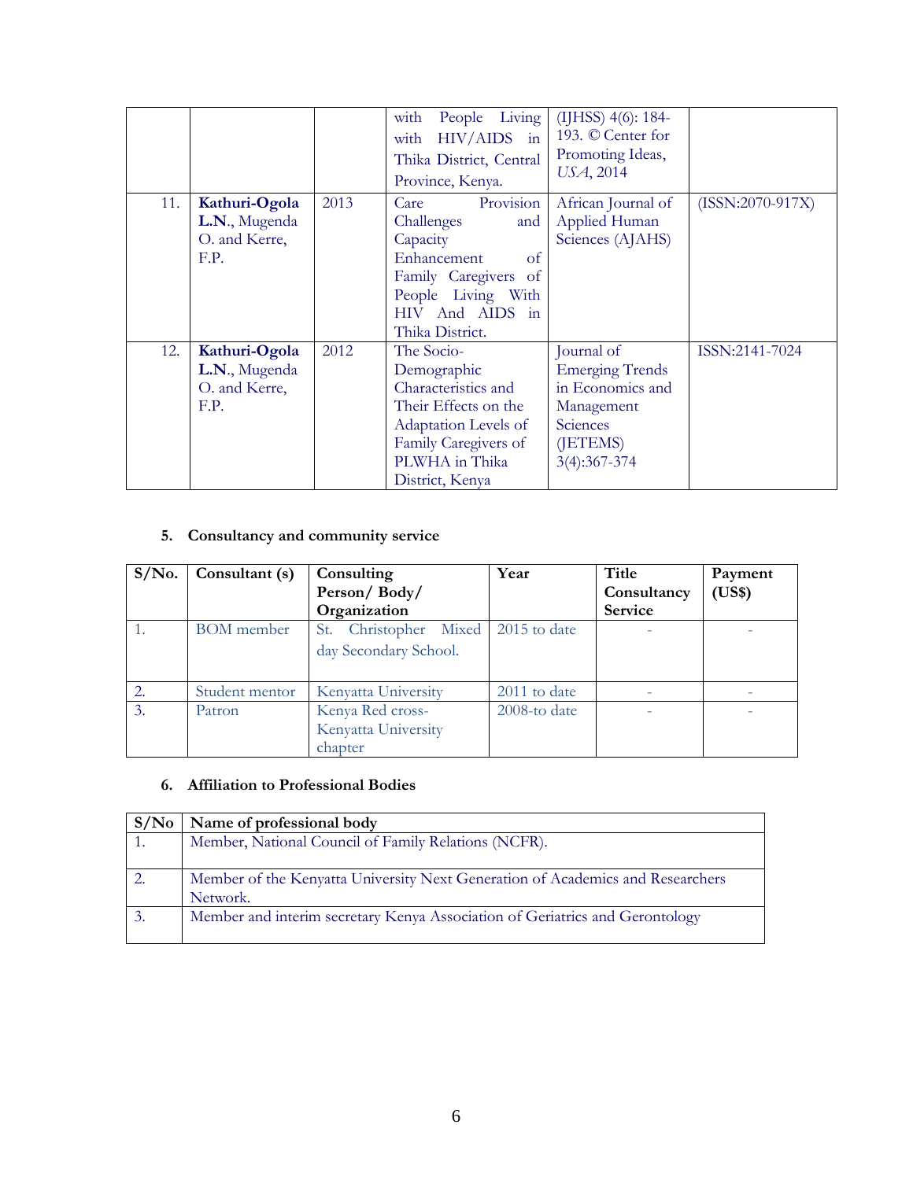|  |  |  | with People Living with HIV/AIDS in Thika District, Central Province, Kenya. | (IJHSS) 4(6): 184-193. © Center for Promoting Ideas, *USA*, 2014 |  |
|---|---|---|---|---|---|
| 11. | **Kathuri-Ogola L.N.**, Mugenda O. and Kerre, F.P. | 2013 | Care Provision Challenges and Capacity Enhancement of Family Caregivers of People Living With HIV And AIDS in Thika District. | African Journal of Applied Human Sciences (AJAHS) | (ISSN:2070-917X) |
| 12. | **Kathuri-Ogola L.N.**, Mugenda O. and Kerre, F.P. | 2012 | The Socio-Demographic Characteristics and Their Effects on the Adaptation Levels of Family Caregivers of PLWHA in Thika District, Kenya | Journal of Emerging Trends in Economics and Management Sciences (JETEMS) 3(4):367-374 | ISSN:2141-7024 |

## 5. Consultancy and community service

| S/No. | Consultant (s) | Consulting Person/ Body/ Organization | Year | Title Consultancy Service | Payment (US$) |
|---|---|---|---|---|---|
| 1. | BOM member | St. Christopher Mixed day Secondary School. | 2015 to date | - | - |
| 2. | Student mentor | Kenyatta University | 2011 to date | - | - |
| 3. | Patron | Kenya Red cross-Kenyatta University chapter | 2008-to date | - | - |

## 6. Affiliation to Professional Bodies

| S/No | Name of professional body |
|---|---|
| 1. | Member, National Council of Family Relations (NCFR). |
| 2. | Member of the Kenyatta University Next Generation of Academics and Researchers Network. |
| 3. | Member and interim secretary Kenya Association of Geriatrics and Gerontology |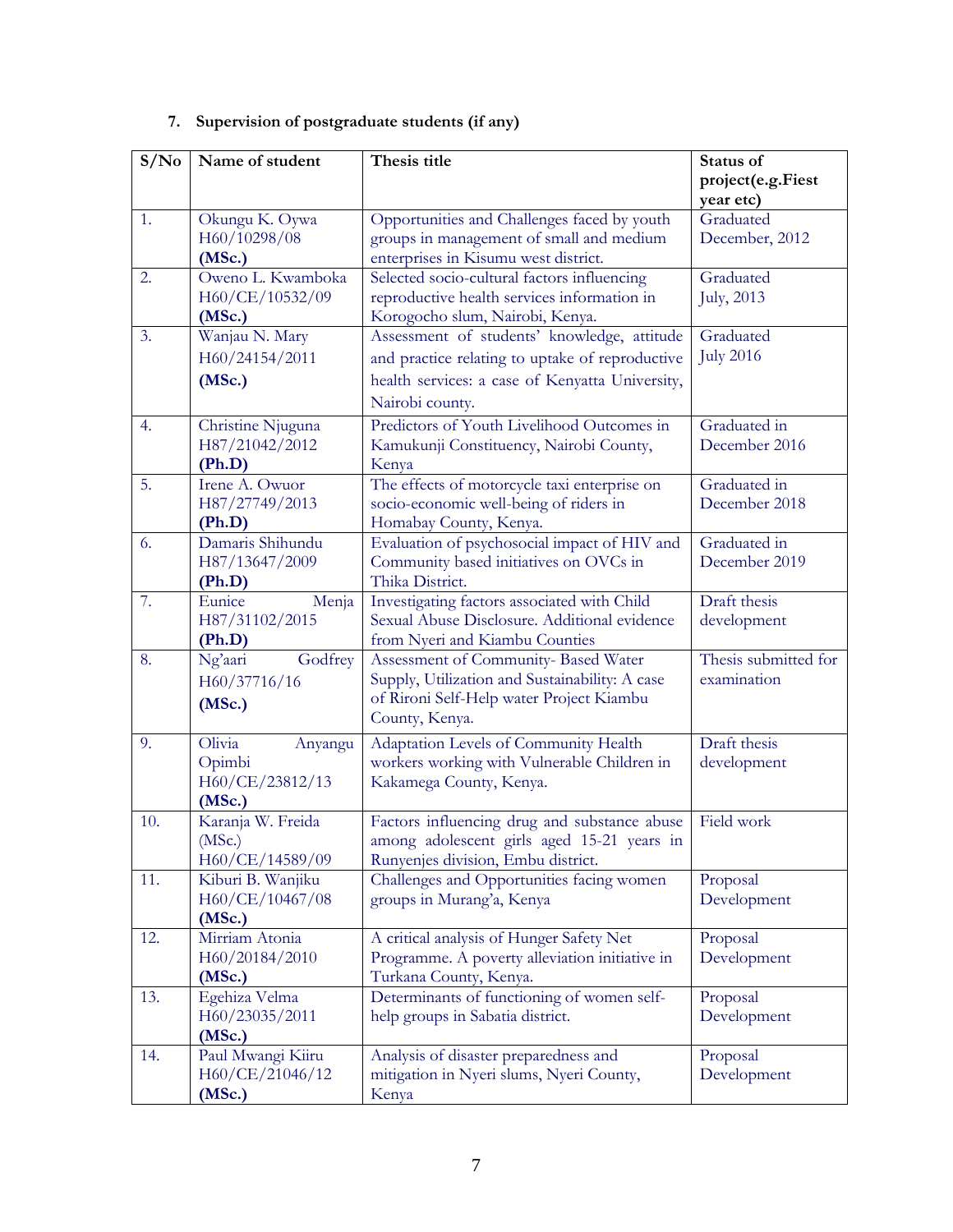7. **Supervision of postgraduate students (if any)**

| S/No | Name of student | Thesis title | Status of project(e.g.Fiest year etc) |
|---|---|---|---|
| 1. | Okungu K. Oywa H60/10298/08 **(MSc.)** | Opportunities and Challenges faced by youth groups in management of small and medium enterprises in Kisumu west district. | Graduated December, 2012 |
| 2. | Oweno L. Kwamboka H60/CE/10532/09 **(MSc.)** | Selected socio-cultural factors influencing reproductive health services information in Korogocho slum, Nairobi, Kenya. | Graduated July, 2013 |
| 3. | Wanjau N. Mary H60/24154/2011 **(MSc.)** | Assessment of students' knowledge, attitude and practice relating to uptake of reproductive health services: a case of Kenyatta University, Nairobi county. | Graduated July 2016 |
| 4. | Christine Njuguna H87/21042/2012 **(Ph.D)** | Predictors of Youth Livelihood Outcomes in Kamukunji Constituency, Nairobi County, Kenya | Graduated in December 2016 |
| 5. | Irene A. Owuor H87/27749/2013 **(Ph.D)** | The effects of motorcycle taxi enterprise on socio-economic well-being of riders in Homabay County, Kenya. | Graduated in December 2018 |
| 6. | Damaris Shihundu H87/13647/2009 **(Ph.D)** | Evaluation of psychosocial impact of HIV and Community based initiatives on OVCs in Thika District. | Graduated in December 2019 |
| 7. | Eunice Menja H87/31102/2015 **(Ph.D)** | Investigating factors associated with Child Sexual Abuse Disclosure. Additional evidence from Nyeri and Kiambu Counties | Draft thesis development |
| 8. | Ng'aari Godfrey H60/37716/16 **(MSc.)** | Assessment of Community- Based Water Supply, Utilization and Sustainability: A case of Rironi Self-Help water Project Kiambu County, Kenya. | Thesis submitted for examination |
| 9. | Olivia Anyangu Opimbi H60/CE/23812/13 **(MSc.)** | Adaptation Levels of Community Health workers working with Vulnerable Children in Kakamega County, Kenya. | Draft thesis development |
| 10. | Karanja W. Freida (MSc.) H60/CE/14589/09 | Factors influencing drug and substance abuse among adolescent girls aged 15-21 years in Runyenjes division, Embu district. | Field work |
| 11. | Kiburi B. Wanjiku H60/CE/10467/08 **(MSc.)** | Challenges and Opportunities facing women groups in Murang'a, Kenya | Proposal Development |
| 12. | Mirriam Atonia H60/20184/2010 **(MSc.)** | A critical analysis of Hunger Safety Net Programme. A poverty alleviation initiative in Turkana County, Kenya. | Proposal Development |
| 13. | Egehiza Velma H60/23035/2011 **(MSc.)** | Determinants of functioning of women self-help groups in Sabatia district. | Proposal Development |
| 14. | Paul Mwangi Kiiru H60/CE/21046/12 **(MSc.)** | Analysis of disaster preparedness and mitigation in Nyeri slums, Nyeri County, Kenya | Proposal Development |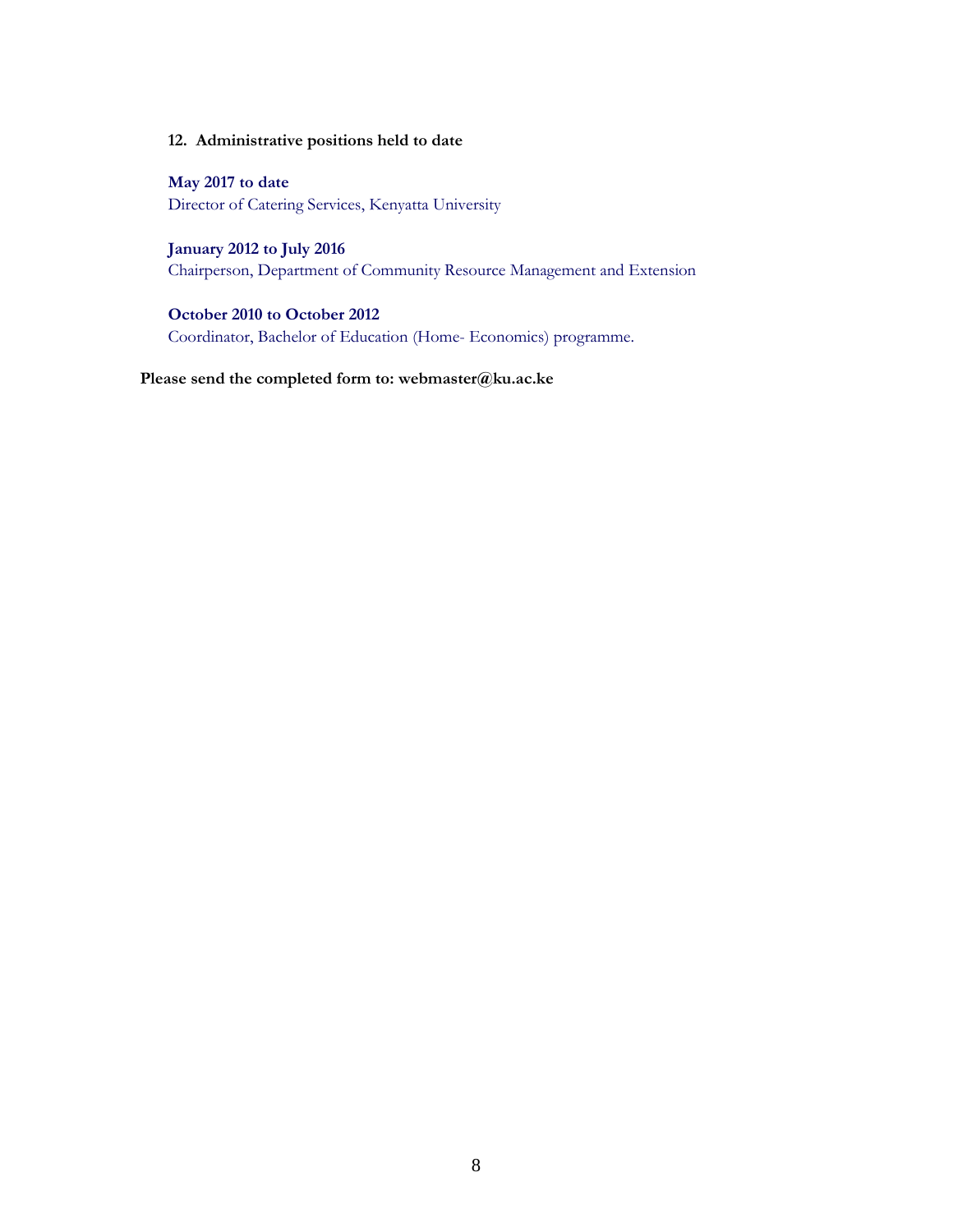**12. Administrative positions held to date**

**May 2017 to date**
Director of Catering Services, Kenyatta University

**January 2012 to July 2016**
Chairperson, Department of Community Resource Management and Extension

**October 2010 to October 2012**
Coordinator, Bachelor of Education (Home- Economics) programme.

**Please send the completed form to: webmaster@ku.ac.ke**